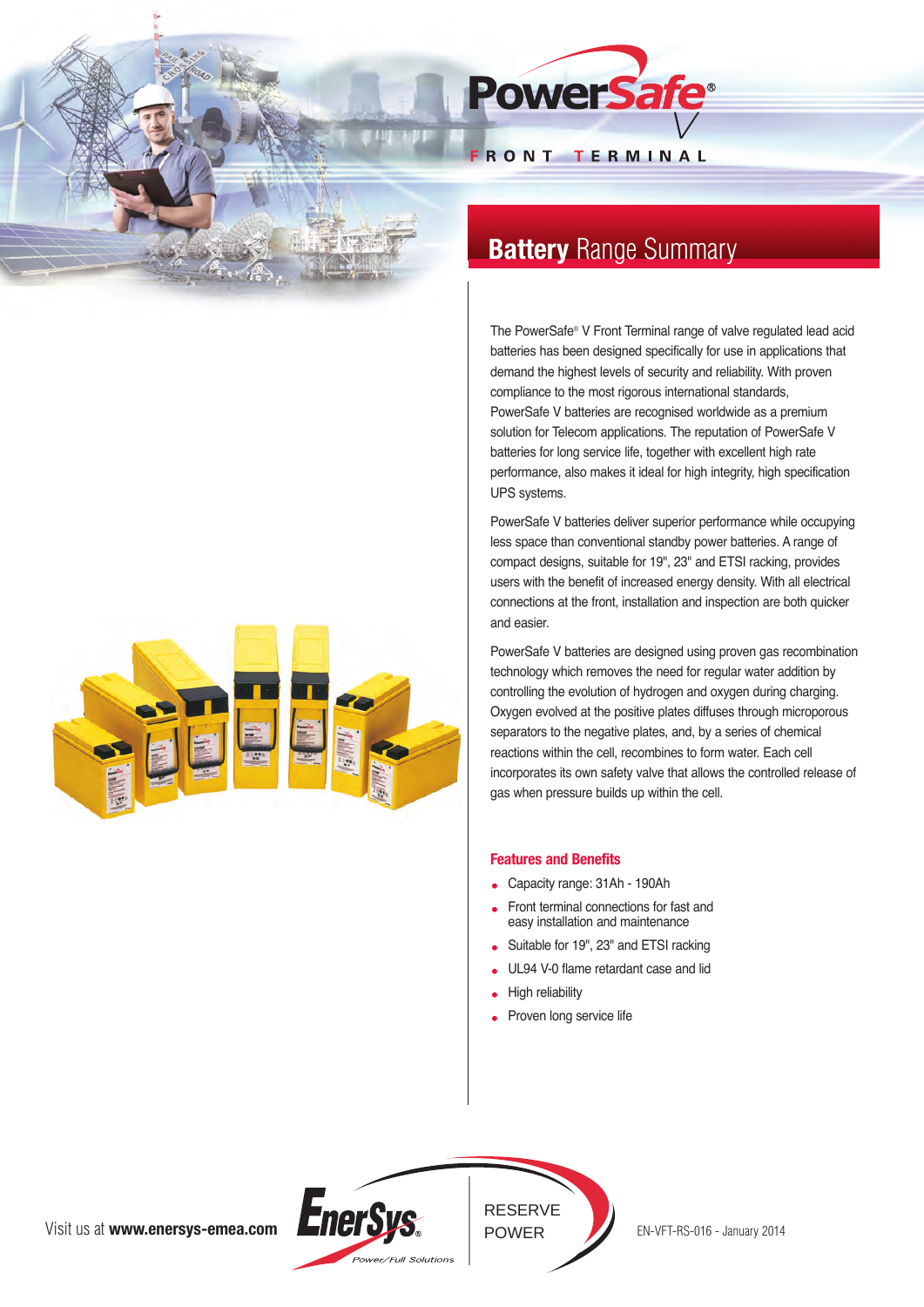# PowerSafe® V

FRONT TERMINAL

## Battery Range Summary

The PowerSafe® V Front Terminal range of valve regulated lead acid batteries has been designed specifically for use in applications that demand the highest levels of security and reliability. With proven compliance to the most rigorous international standards, PowerSafe V batteries are recognised worldwide as a premium solution for Telecom applications. The reputation of PowerSafe V batteries for long service life, together with excellent high rate performance, also makes it ideal for high integrity, high specification UPS systems.

PowerSafe V batteries deliver superior performance while occupying less space than conventional standby power batteries. A range of compact designs, suitable for 19", 23" and ETSI racking, provides users with the benefit of increased energy density. With all electrical connections at the front, installation and inspection are both quicker and easier.

PowerSafe V batteries are designed using proven gas recombination technology which removes the need for regular water addition by controlling the evolution of hydrogen and oxygen during charging. Oxygen evolved at the positive plates diffuses through microporous separators to the negative plates, and, by a series of chemical reactions within the cell, recombines to form water. Each cell incorporates its own safety valve that allows the controlled release of gas when pressure builds up within the cell.

### Features and Benefits

- Capacity range: 31Ah - 190Ah
- Front terminal connections for fast and easy installation and maintenance
- Suitable for 19", 23" and ETSI racking
- UL94 V-0 flame retardant case and lid
- High reliability
- Proven long service life

Visit us at **www.enersys-emea.com**

EnerSys® Power/Full Solutions

RESERVE POWER

EN-VFT-RS-016 - January 2014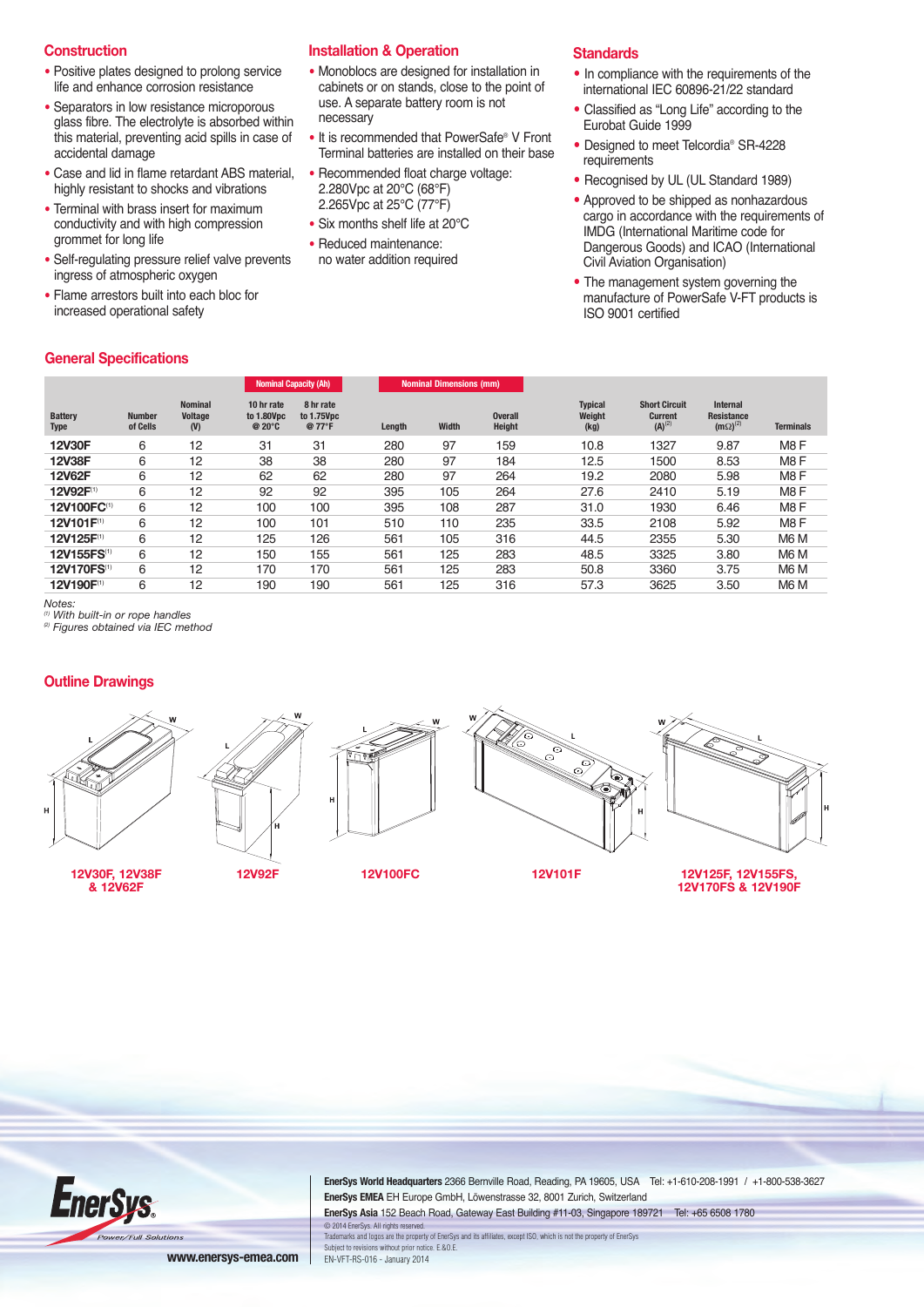## Construction

- Positive plates designed to prolong service life and enhance corrosion resistance
- Separators in low resistance microporous glass fibre. The electrolyte is absorbed within this material, preventing acid spills in case of accidental damage
- Case and lid in flame retardant ABS material, highly resistant to shocks and vibrations
- Terminal with brass insert for maximum conductivity and with high compression grommet for long life
- Self-regulating pressure relief valve prevents ingress of atmospheric oxygen
- Flame arrestors built into each bloc for increased operational safety

## Installation & Operation

- Monoblocs are designed for installation in cabinets or on stands, close to the point of use. A separate battery room is not necessary
- It is recommended that PowerSafe® V Front Terminal batteries are installed on their base
- Recommended float charge voltage: 2.280Vpc at 20°C (68°F) 2.265Vpc at 25°C (77°F)
- Six months shelf life at 20°C
- Reduced maintenance: no water addition required

## Standards

- In compliance with the requirements of the international IEC 60896-21/22 standard
- Classified as "Long Life" according to the Eurobat Guide 1999
- Designed to meet Telcordia® SR-4228 requirements
- Recognised by UL (UL Standard 1989)
- Approved to be shipped as nonhazardous cargo in accordance with the requirements of IMDG (International Maritime code for Dangerous Goods) and ICAO (International Civil Aviation Organisation)
- The management system governing the manufacture of PowerSafe V-FT products is ISO 9001 certified

## General Specifications

| | | | Nominal Capacity (Ah) | | Nominal Dimensions (mm) | | | | | | |
|---|---|---|---|---|---|---|---|---|---|---|---|
| Battery Type | Number of Cells | Nominal Voltage (V) | 10 hr rate to 1.80Vpc @ 20°C | 8 hr rate to 1.75Vpc @ 77°F | Length | Width | Overall Height | Typical Weight (kg) | Short Circuit Current (A)[2] | Internal Resistance (mΩ)[2] | Terminals |
| **12V30F** | 6 | 12 | 31 | 31 | 280 | 97 | 159 | 10.8 | 1327 | 9.87 | M8 F |
| **12V38F** | 6 | 12 | 38 | 38 | 280 | 97 | 184 | 12.5 | 1500 | 8.53 | M8 F |
| **12V62F** | 6 | 12 | 62 | 62 | 280 | 97 | 264 | 19.2 | 2080 | 5.98 | M8 F |
| **12V92F**[1] | 6 | 12 | 92 | 92 | 395 | 105 | 264 | 27.6 | 2410 | 5.19 | M8 F |
| **12V100FC**[1] | 6 | 12 | 100 | 100 | 395 | 108 | 287 | 31.0 | 1930 | 6.46 | M8 F |
| **12V101F**[1] | 6 | 12 | 100 | 101 | 510 | 110 | 235 | 33.5 | 2108 | 5.92 | M8 F |
| **12V125F**[1] | 6 | 12 | 125 | 126 | 561 | 105 | 316 | 44.5 | 2355 | 5.30 | M6 M |
| **12V155FS**[1] | 6 | 12 | 150 | 155 | 561 | 125 | 283 | 48.5 | 3325 | 3.80 | M6 M |
| **12V170FS**[1] | 6 | 12 | 170 | 170 | 561 | 125 | 283 | 50.8 | 3360 | 3.75 | M6 M |
| **12V190F**[1] | 6 | 12 | 190 | 190 | 561 | 125 | 316 | 57.3 | 3625 | 3.50 | M6 M |

*Notes:*
*[1] With built-in or rope handles*
*[2] Figures obtained via IEC method*

## Outline Drawings

12V30F, 12V38F & 12V62F

12V92F

12V100FC

12V101F

12V125F, 12V155FS, 12V170FS & 12V190F

EnerSys Power/Full Solutions

www.enersys-emea.com

**EnerSys World Headquarters** 2366 Bernville Road, Reading, PA 19605, USA Tel: +1-610-208-1991 / +1-800-538-3627
**EnerSys EMEA** EH Europe GmbH, Löwenstrasse 32, 8001 Zurich, Switzerland
**EnerSys Asia** 152 Beach Road, Gateway East Building #11-03, Singapore 189721 Tel: +65 6508 1780
© 2014 EnerSys. All rights reserved.
Trademarks and logos are the property of EnerSys and its affiliates, except ISO, which is not the property of EnerSys
Subject to revisions without prior notice. E.&O.E.
EN-VFT-RS-016 - January 2014